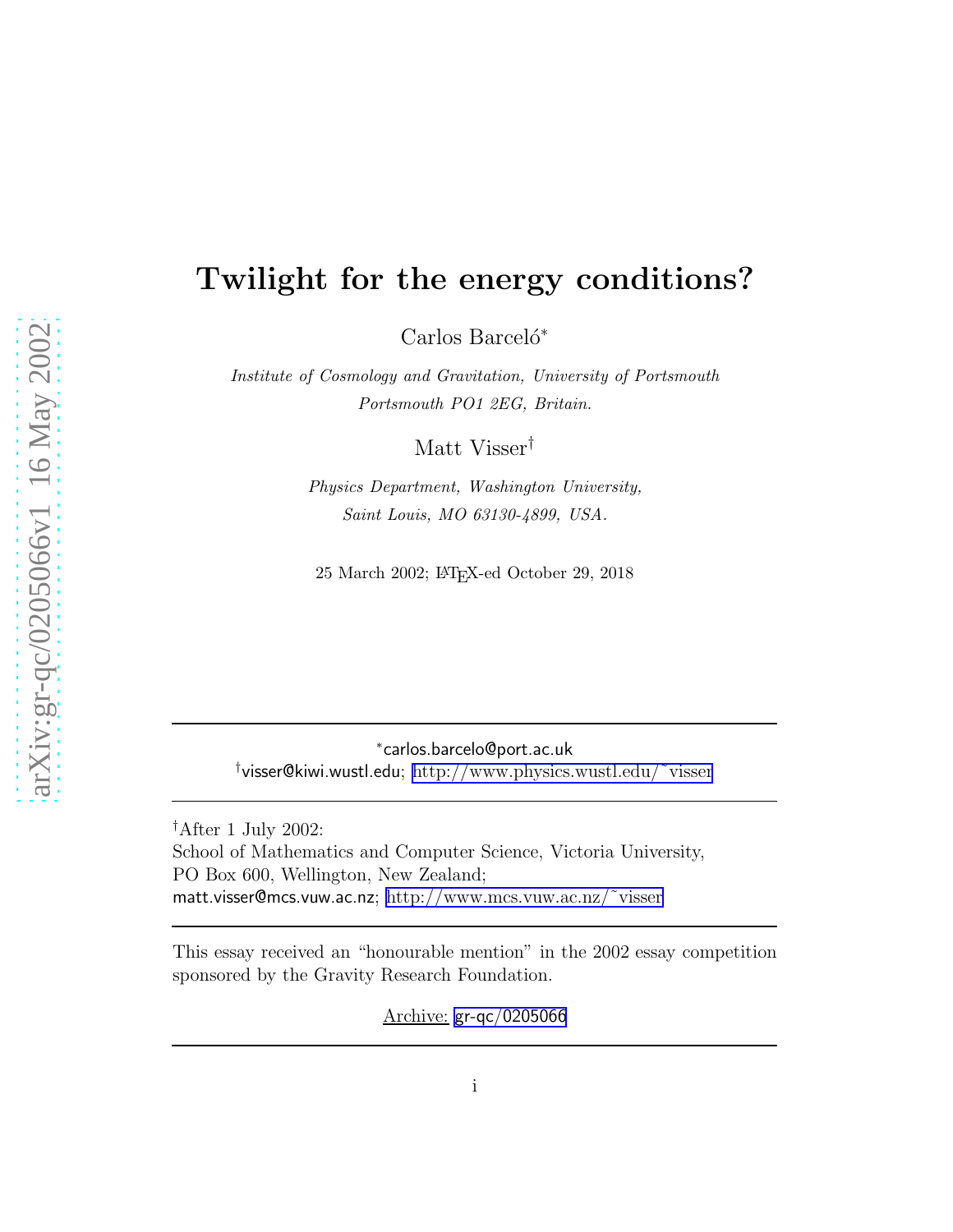# Twilight for the energy conditions?

Carlos Barceló[*]

*Institute of Cosmology and Gravitation, University of Portsmouth*
*Portsmouth PO1 2EG, Britain.*

Matt Visser[†]

*Physics Department, Washington University,*
*Saint Louis, MO 63130-4899, USA.*

25 March 2002; LaTeX-ed October 29, 2018

---

[*]carlos.barcelo@port.ac.uk
[†]visser@kiwi.wustl.edu; http://www.physics.wustl.edu/~visser

---

[†]After 1 July 2002:
School of Mathematics and Computer Science, Victoria University,
PO Box 600, Wellington, New Zealand;
matt.visser@mcs.vuw.ac.nz; http://www.mcs.vuw.ac.nz/~visser

---

This essay received an "honourable mention" in the 2002 essay competition sponsored by the Gravity Research Foundation.

Archive: gr-qc/0205066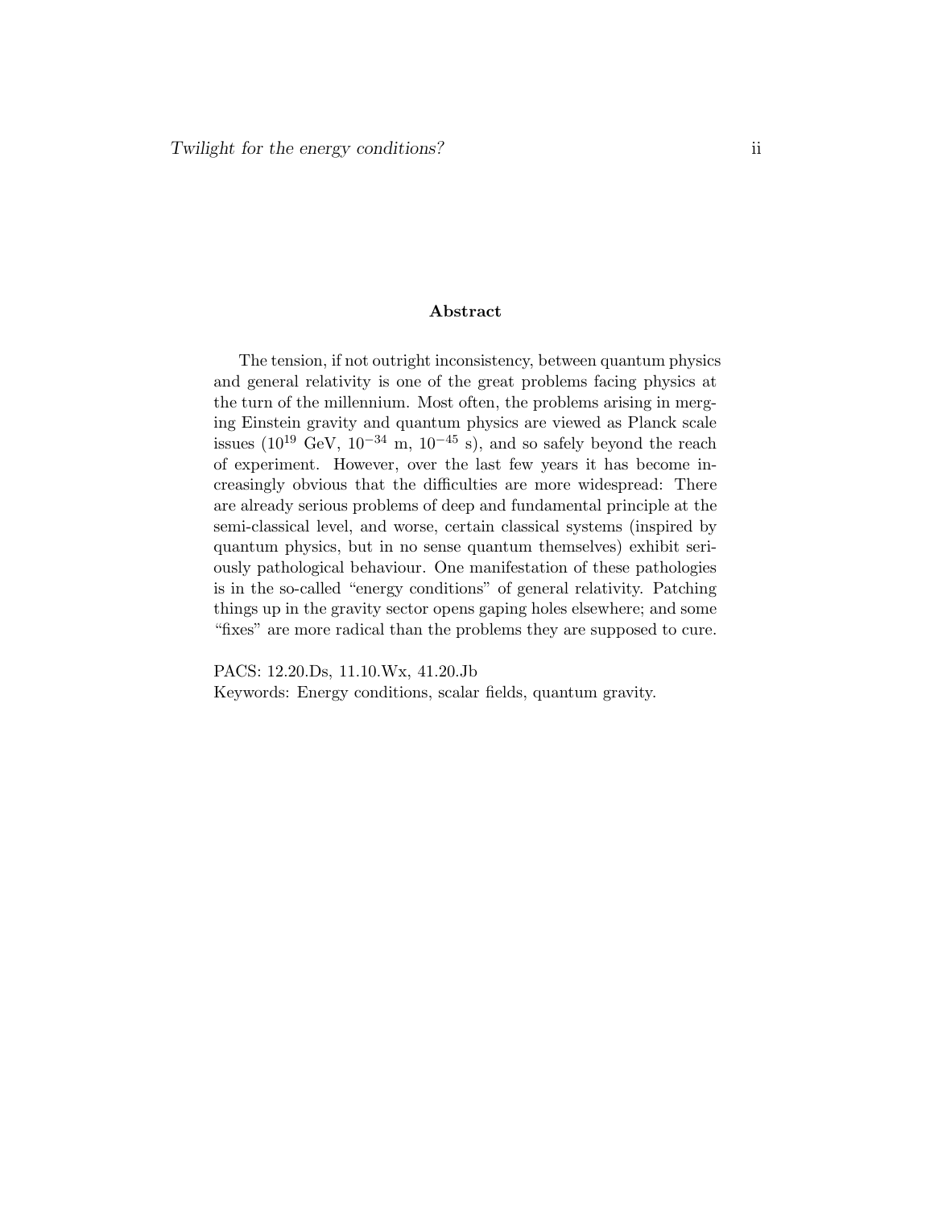## Abstract

The tension, if not outright inconsistency, between quantum physics and general relativity is one of the great problems facing physics at the turn of the millennium. Most often, the problems arising in merging Einstein gravity and quantum physics are viewed as Planck scale issues ($10^{19}$ GeV, $10^{-34}$ m, $10^{-45}$ s), and so safely beyond the reach of experiment. However, over the last few years it has become increasingly obvious that the difficulties are more widespread: There are already serious problems of deep and fundamental principle at the semi-classical level, and worse, certain classical systems (inspired by quantum physics, but in no sense quantum themselves) exhibit seriously pathological behaviour. One manifestation of these pathologies is in the so-called "energy conditions" of general relativity. Patching things up in the gravity sector opens gaping holes elsewhere; and some "fixes" are more radical than the problems they are supposed to cure.

PACS: 12.20.Ds, 11.10.Wx, 41.20.Jb
Keywords: Energy conditions, scalar fields, quantum gravity.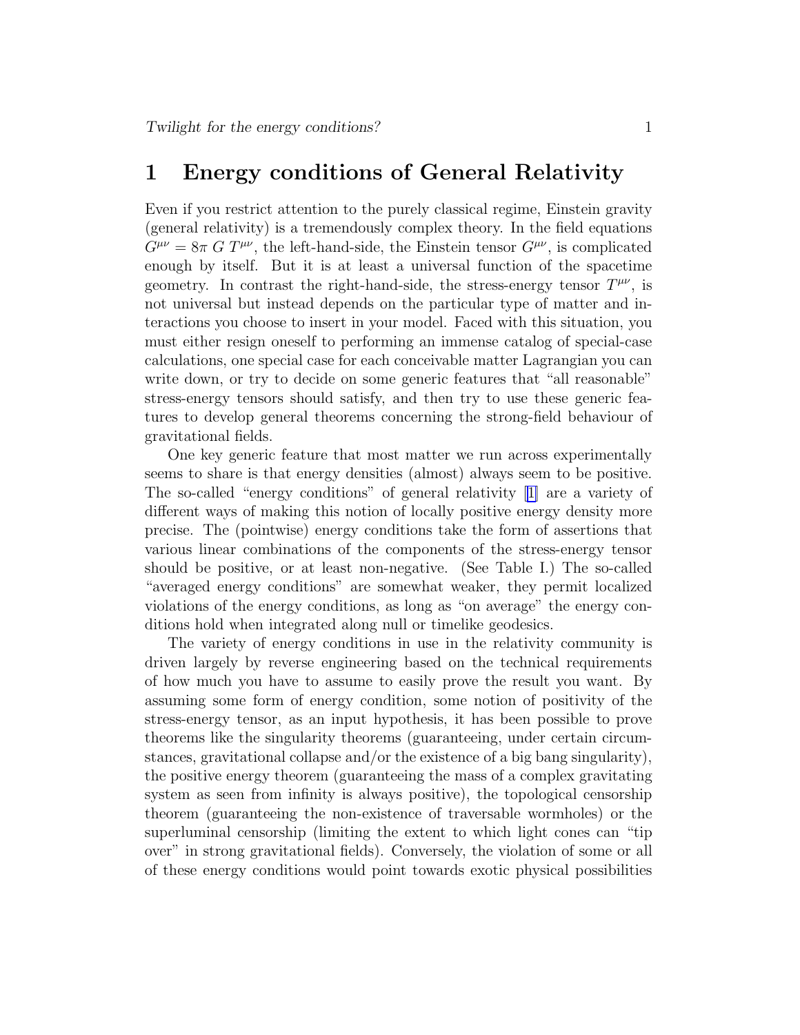# 1 Energy conditions of General Relativity

Even if you restrict attention to the purely classical regime, Einstein gravity (general relativity) is a tremendously complex theory. In the field equations $G^{\mu\nu} = 8\pi \, G \, T^{\mu\nu}$, the left-hand-side, the Einstein tensor $G^{\mu\nu}$, is complicated enough by itself. But it is at least a universal function of the spacetime geometry. In contrast the right-hand-side, the stress-energy tensor $T^{\mu\nu}$, is not universal but instead depends on the particular type of matter and interactions you choose to insert in your model. Faced with this situation, you must either resign oneself to performing an immense catalog of special-case calculations, one special case for each conceivable matter Lagrangian you can write down, or try to decide on some generic features that "all reasonable" stress-energy tensors should satisfy, and then try to use these generic features to develop general theorems concerning the strong-field behaviour of gravitational fields.

One key generic feature that most matter we run across experimentally seems to share is that energy densities (almost) always seem to be positive. The so-called "energy conditions" of general relativity [1] are a variety of different ways of making this notion of locally positive energy density more precise. The (pointwise) energy conditions take the form of assertions that various linear combinations of the components of the stress-energy tensor should be positive, or at least non-negative. (See Table I.) The so-called "averaged energy conditions" are somewhat weaker, they permit localized violations of the energy conditions, as long as "on average" the energy conditions hold when integrated along null or timelike geodesics.

The variety of energy conditions in use in the relativity community is driven largely by reverse engineering based on the technical requirements of how much you have to assume to easily prove the result you want. By assuming some form of energy condition, some notion of positivity of the stress-energy tensor, as an input hypothesis, it has been possible to prove theorems like the singularity theorems (guaranteeing, under certain circumstances, gravitational collapse and/or the existence of a big bang singularity), the positive energy theorem (guaranteeing the mass of a complex gravitating system as seen from infinity is always positive), the topological censorship theorem (guaranteeing the non-existence of traversable wormholes) or the superluminal censorship (limiting the extent to which light cones can "tip over" in strong gravitational fields). Conversely, the violation of some or all of these energy conditions would point towards exotic physical possibilities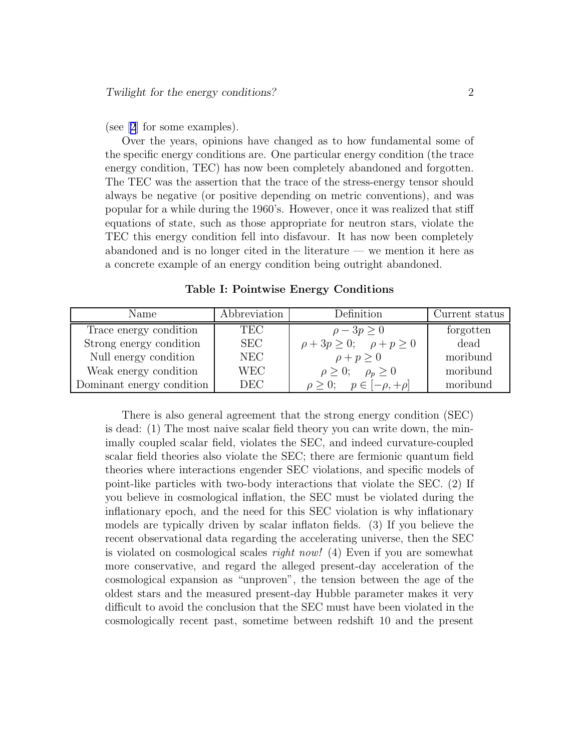(see [2] for some examples).

Over the years, opinions have changed as to how fundamental some of the specific energy conditions are. One particular energy condition (the trace energy condition, TEC) has now been completely abandoned and forgotten. The TEC was the assertion that the trace of the stress-energy tensor should always be negative (or positive depending on metric conventions), and was popular for a while during the 1960's. However, once it was realized that stiff equations of state, such as those appropriate for neutron stars, violate the TEC this energy condition fell into disfavour. It has now been completely abandoned and is no longer cited in the literature — we mention it here as a concrete example of an energy condition being outright abandoned.

**Table I: Pointwise Energy Conditions**

| Name | Abbreviation | Definition | Current status |
|---|---|---|---|
| Trace energy condition | TEC | $\rho - 3p \geq 0$ | forgotten |
| Strong energy condition | SEC | $\rho + 3p \geq 0; \quad \rho + p \geq 0$ | dead |
| Null energy condition | NEC | $\rho + p \geq 0$ | moribund |
| Weak energy condition | WEC | $\rho \geq 0; \quad \rho_p \geq 0$ | moribund |
| Dominant energy condition | DEC | $\rho \geq 0; \quad p \in [-\rho, +\rho]$ | moribund |

There is also general agreement that the strong energy condition (SEC) is dead: (1) The most naive scalar field theory you can write down, the minimally coupled scalar field, violates the SEC, and indeed curvature-coupled scalar field theories also violate the SEC; there are fermionic quantum field theories where interactions engender SEC violations, and specific models of point-like particles with two-body interactions that violate the SEC. (2) If you believe in cosmological inflation, the SEC must be violated during the inflationary epoch, and the need for this SEC violation is why inflationary models are typically driven by scalar inflaton fields. (3) If you believe the recent observational data regarding the accelerating universe, then the SEC is violated on cosmological scales *right now!* (4) Even if you are somewhat more conservative, and regard the alleged present-day acceleration of the cosmological expansion as "unproven", the tension between the age of the oldest stars and the measured present-day Hubble parameter makes it very difficult to avoid the conclusion that the SEC must have been violated in the cosmologically recent past, sometime between redshift 10 and the present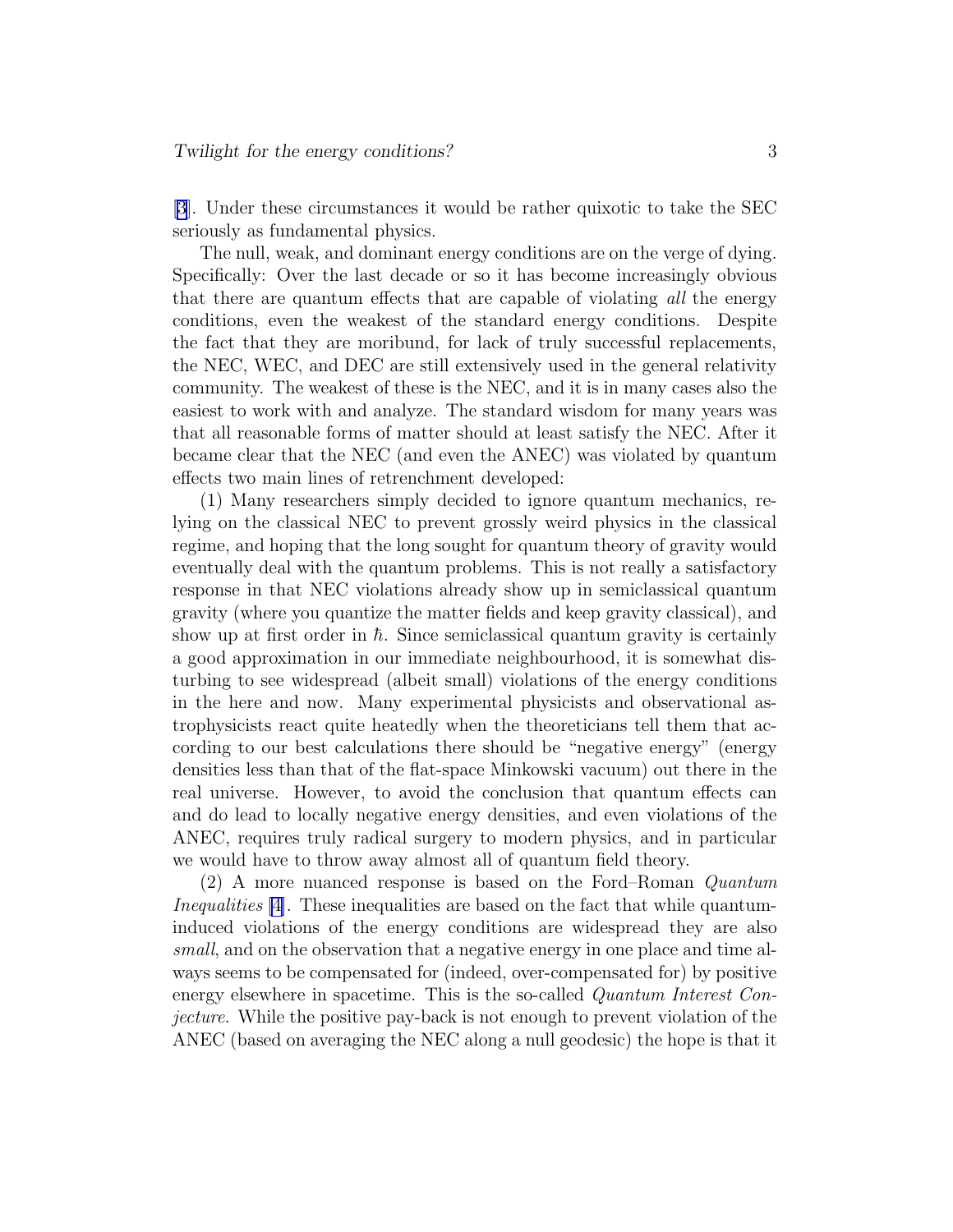[3]. Under these circumstances it would be rather quixotic to take the SEC seriously as fundamental physics.

The null, weak, and dominant energy conditions are on the verge of dying. Specifically: Over the last decade or so it has become increasingly obvious that there are quantum effects that are capable of violating *all* the energy conditions, even the weakest of the standard energy conditions. Despite the fact that they are moribund, for lack of truly successful replacements, the NEC, WEC, and DEC are still extensively used in the general relativity community. The weakest of these is the NEC, and it is in many cases also the easiest to work with and analyze. The standard wisdom for many years was that all reasonable forms of matter should at least satisfy the NEC. After it became clear that the NEC (and even the ANEC) was violated by quantum effects two main lines of retrenchment developed:

(1) Many researchers simply decided to ignore quantum mechanics, relying on the classical NEC to prevent grossly weird physics in the classical regime, and hoping that the long sought for quantum theory of gravity would eventually deal with the quantum problems. This is not really a satisfactory response in that NEC violations already show up in semiclassical quantum gravity (where you quantize the matter fields and keep gravity classical), and show up at first order in $\hbar$. Since semiclassical quantum gravity is certainly a good approximation in our immediate neighbourhood, it is somewhat disturbing to see widespread (albeit small) violations of the energy conditions in the here and now. Many experimental physicists and observational astrophysicists react quite heatedly when the theoreticians tell them that according to our best calculations there should be "negative energy" (energy densities less than that of the flat-space Minkowski vacuum) out there in the real universe. However, to avoid the conclusion that quantum effects can and do lead to locally negative energy densities, and even violations of the ANEC, requires truly radical surgery to modern physics, and in particular we would have to throw away almost all of quantum field theory.

(2) A more nuanced response is based on the Ford–Roman *Quantum Inequalities* [4]. These inequalities are based on the fact that while quantum-induced violations of the energy conditions are widespread they are also *small*, and on the observation that a negative energy in one place and time always seems to be compensated for (indeed, over-compensated for) by positive energy elsewhere in spacetime. This is the so-called *Quantum Interest Conjecture.* While the positive pay-back is not enough to prevent violation of the ANEC (based on averaging the NEC along a null geodesic) the hope is that it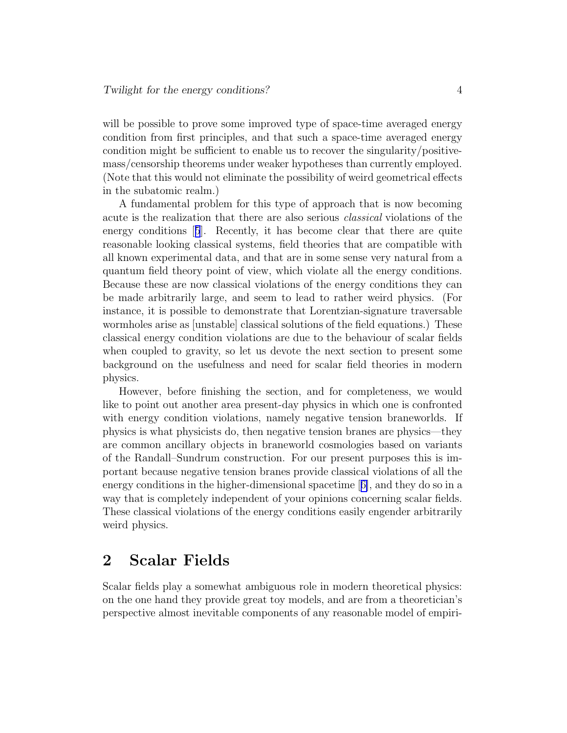will be possible to prove some improved type of space-time averaged energy condition from first principles, and that such a space-time averaged energy condition might be sufficient to enable us to recover the singularity/positive-mass/censorship theorems under weaker hypotheses than currently employed. (Note that this would not eliminate the possibility of weird geometrical effects in the subatomic realm.)

A fundamental problem for this type of approach that is now becoming acute is the realization that there are also serious *classical* violations of the energy conditions [5]. Recently, it has become clear that there are quite reasonable looking classical systems, field theories that are compatible with all known experimental data, and that are in some sense very natural from a quantum field theory point of view, which violate all the energy conditions. Because these are now classical violations of the energy conditions they can be made arbitrarily large, and seem to lead to rather weird physics. (For instance, it is possible to demonstrate that Lorentzian-signature traversable wormholes arise as [unstable] classical solutions of the field equations.) These classical energy condition violations are due to the behaviour of scalar fields when coupled to gravity, so let us devote the next section to present some background on the usefulness and need for scalar field theories in modern physics.

However, before finishing the section, and for completeness, we would like to point out another area present-day physics in which one is confronted with energy condition violations, namely negative tension braneworlds. If physics is what physicists do, then negative tension branes are physics—they are common ancillary objects in braneworld cosmologies based on variants of the Randall–Sundrum construction. For our present purposes this is important because negative tension branes provide classical violations of all the energy conditions in the higher-dimensional spacetime [6], and they do so in a way that is completely independent of your opinions concerning scalar fields. These classical violations of the energy conditions easily engender arbitrarily weird physics.

## 2 Scalar Fields

Scalar fields play a somewhat ambiguous role in modern theoretical physics: on the one hand they provide great toy models, and are from a theoretician's perspective almost inevitable components of any reasonable model of empiri-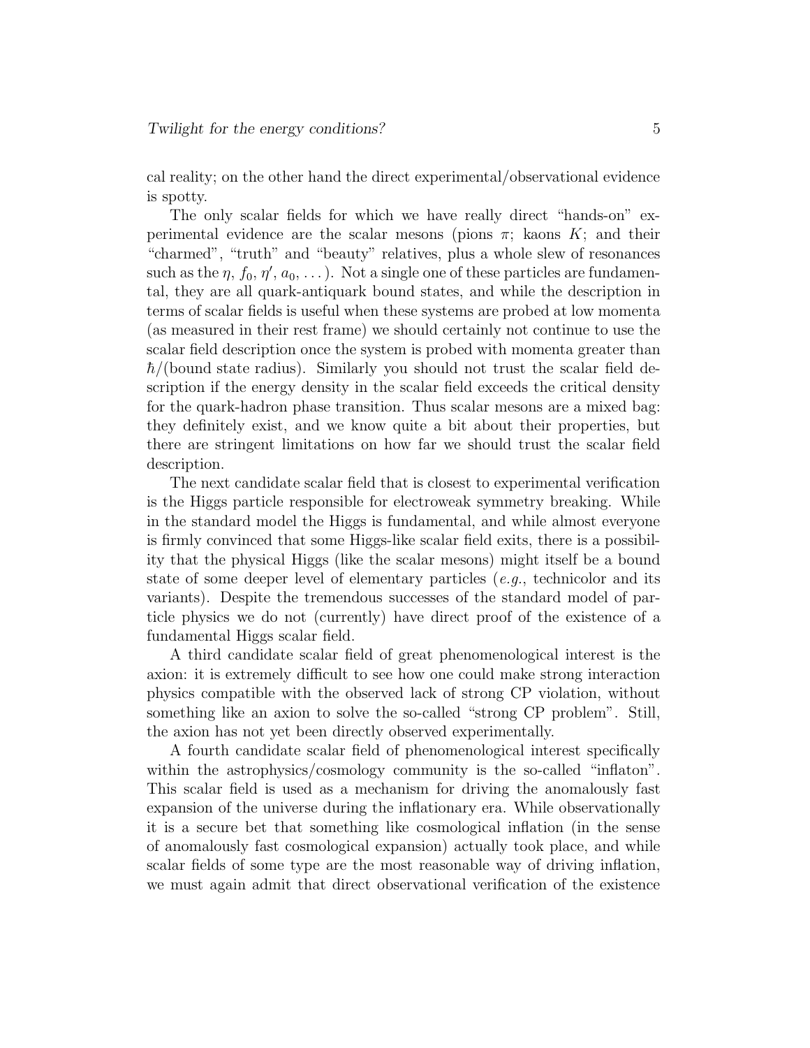cal reality; on the other hand the direct experimental/observational evidence is spotty.

The only scalar fields for which we have really direct "hands-on" experimental evidence are the scalar mesons (pions $\pi$; kaons $K$; and their "charmed", "truth" and "beauty" relatives, plus a whole slew of resonances such as the $\eta$, $f_0$, $\eta'$, $a_0$, ...). Not a single one of these particles are fundamental, they are all quark-antiquark bound states, and while the description in terms of scalar fields is useful when these systems are probed at low momenta (as measured in their rest frame) we should certainly not continue to use the scalar field description once the system is probed with momenta greater than $\hbar$/(bound state radius). Similarly you should not trust the scalar field description if the energy density in the scalar field exceeds the critical density for the quark-hadron phase transition. Thus scalar mesons are a mixed bag: they definitely exist, and we know quite a bit about their properties, but there are stringent limitations on how far we should trust the scalar field description.

The next candidate scalar field that is closest to experimental verification is the Higgs particle responsible for electroweak symmetry breaking. While in the standard model the Higgs is fundamental, and while almost everyone is firmly convinced that some Higgs-like scalar field exits, there is a possibility that the physical Higgs (like the scalar mesons) might itself be a bound state of some deeper level of elementary particles (*e.g.*, technicolor and its variants). Despite the tremendous successes of the standard model of particle physics we do not (currently) have direct proof of the existence of a fundamental Higgs scalar field.

A third candidate scalar field of great phenomenological interest is the axion: it is extremely difficult to see how one could make strong interaction physics compatible with the observed lack of strong CP violation, without something like an axion to solve the so-called "strong CP problem". Still, the axion has not yet been directly observed experimentally.

A fourth candidate scalar field of phenomenological interest specifically within the astrophysics/cosmology community is the so-called "inflaton". This scalar field is used as a mechanism for driving the anomalously fast expansion of the universe during the inflationary era. While observationally it is a secure bet that something like cosmological inflation (in the sense of anomalously fast cosmological expansion) actually took place, and while scalar fields of some type are the most reasonable way of driving inflation, we must again admit that direct observational verification of the existence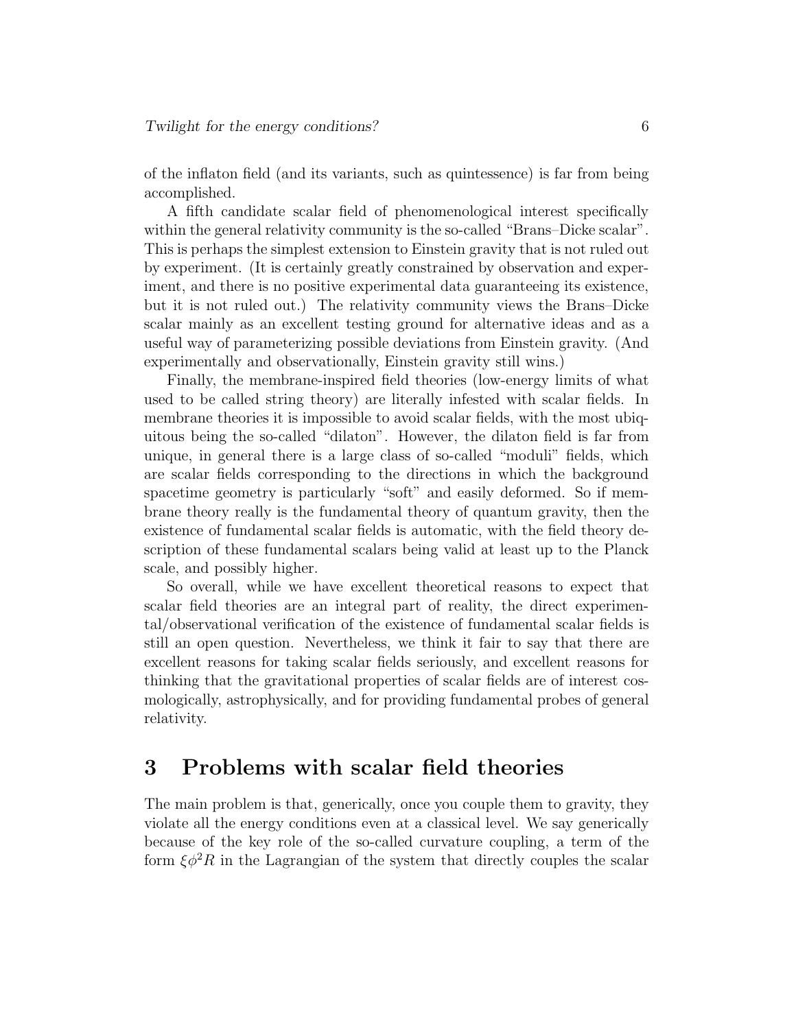of the inflaton field (and its variants, such as quintessence) is far from being accomplished.

A fifth candidate scalar field of phenomenological interest specifically within the general relativity community is the so-called "Brans–Dicke scalar". This is perhaps the simplest extension to Einstein gravity that is not ruled out by experiment. (It is certainly greatly constrained by observation and experiment, and there is no positive experimental data guaranteeing its existence, but it is not ruled out.) The relativity community views the Brans–Dicke scalar mainly as an excellent testing ground for alternative ideas and as a useful way of parameterizing possible deviations from Einstein gravity. (And experimentally and observationally, Einstein gravity still wins.)

Finally, the membrane-inspired field theories (low-energy limits of what used to be called string theory) are literally infested with scalar fields. In membrane theories it is impossible to avoid scalar fields, with the most ubiquitous being the so-called "dilaton". However, the dilaton field is far from unique, in general there is a large class of so-called "moduli" fields, which are scalar fields corresponding to the directions in which the background spacetime geometry is particularly "soft" and easily deformed. So if membrane theory really is the fundamental theory of quantum gravity, then the existence of fundamental scalar fields is automatic, with the field theory description of these fundamental scalars being valid at least up to the Planck scale, and possibly higher.

So overall, while we have excellent theoretical reasons to expect that scalar field theories are an integral part of reality, the direct experimental/observational verification of the existence of fundamental scalar fields is still an open question. Nevertheless, we think it fair to say that there are excellent reasons for taking scalar fields seriously, and excellent reasons for thinking that the gravitational properties of scalar fields are of interest cosmologically, astrophysically, and for providing fundamental probes of general relativity.

## 3 Problems with scalar field theories

The main problem is that, generically, once you couple them to gravity, they violate all the energy conditions even at a classical level. We say generically because of the key role of the so-called curvature coupling, a term of the form $\xi\phi^2 R$ in the Lagrangian of the system that directly couples the scalar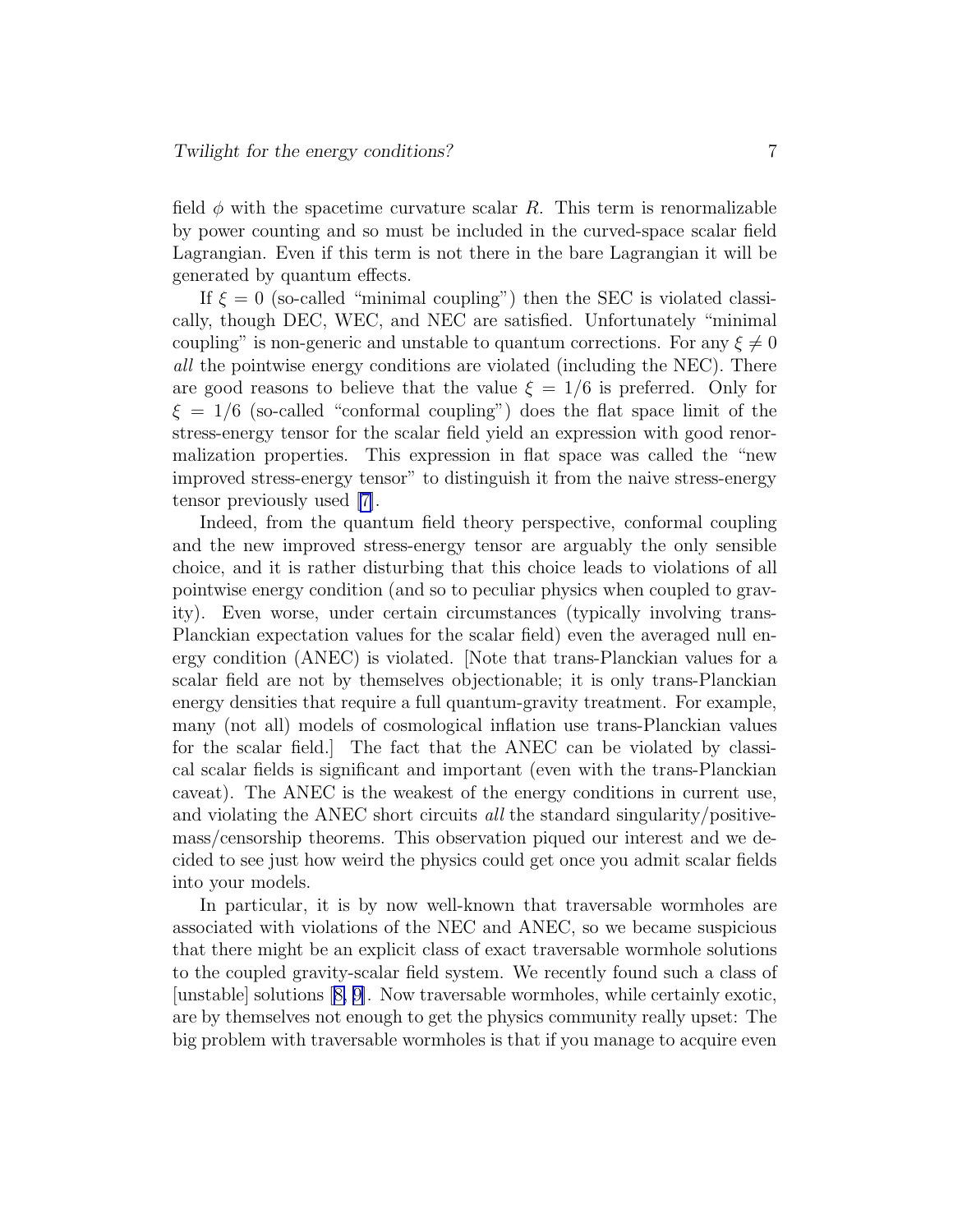field $\phi$ with the spacetime curvature scalar $R$. This term is renormalizable by power counting and so must be included in the curved-space scalar field Lagrangian. Even if this term is not there in the bare Lagrangian it will be generated by quantum effects.

If $\xi = 0$ (so-called "minimal coupling") then the SEC is violated classically, though DEC, WEC, and NEC are satisfied. Unfortunately "minimal coupling" is non-generic and unstable to quantum corrections. For any $\xi \neq 0$ *all* the pointwise energy conditions are violated (including the NEC). There are good reasons to believe that the value $\xi = 1/6$ is preferred. Only for $\xi = 1/6$ (so-called "conformal coupling") does the flat space limit of the stress-energy tensor for the scalar field yield an expression with good renormalization properties. This expression in flat space was called the "new improved stress-energy tensor" to distinguish it from the naive stress-energy tensor previously used [7].

Indeed, from the quantum field theory perspective, conformal coupling and the new improved stress-energy tensor are arguably the only sensible choice, and it is rather disturbing that this choice leads to violations of all pointwise energy condition (and so to peculiar physics when coupled to gravity). Even worse, under certain circumstances (typically involving trans-Planckian expectation values for the scalar field) even the averaged null energy condition (ANEC) is violated. [Note that trans-Planckian values for a scalar field are not by themselves objectionable; it is only trans-Planckian energy densities that require a full quantum-gravity treatment. For example, many (not all) models of cosmological inflation use trans-Planckian values for the scalar field.] The fact that the ANEC can be violated by classical scalar fields is significant and important (even with the trans-Planckian caveat). The ANEC is the weakest of the energy conditions in current use, and violating the ANEC short circuits *all* the standard singularity/positive-mass/censorship theorems. This observation piqued our interest and we decided to see just how weird the physics could get once you admit scalar fields into your models.

In particular, it is by now well-known that traversable wormholes are associated with violations of the NEC and ANEC, so we became suspicious that there might be an explicit class of exact traversable wormhole solutions to the coupled gravity-scalar field system. We recently found such a class of [unstable] solutions [8, 9]. Now traversable wormholes, while certainly exotic, are by themselves not enough to get the physics community really upset: The big problem with traversable wormholes is that if you manage to acquire even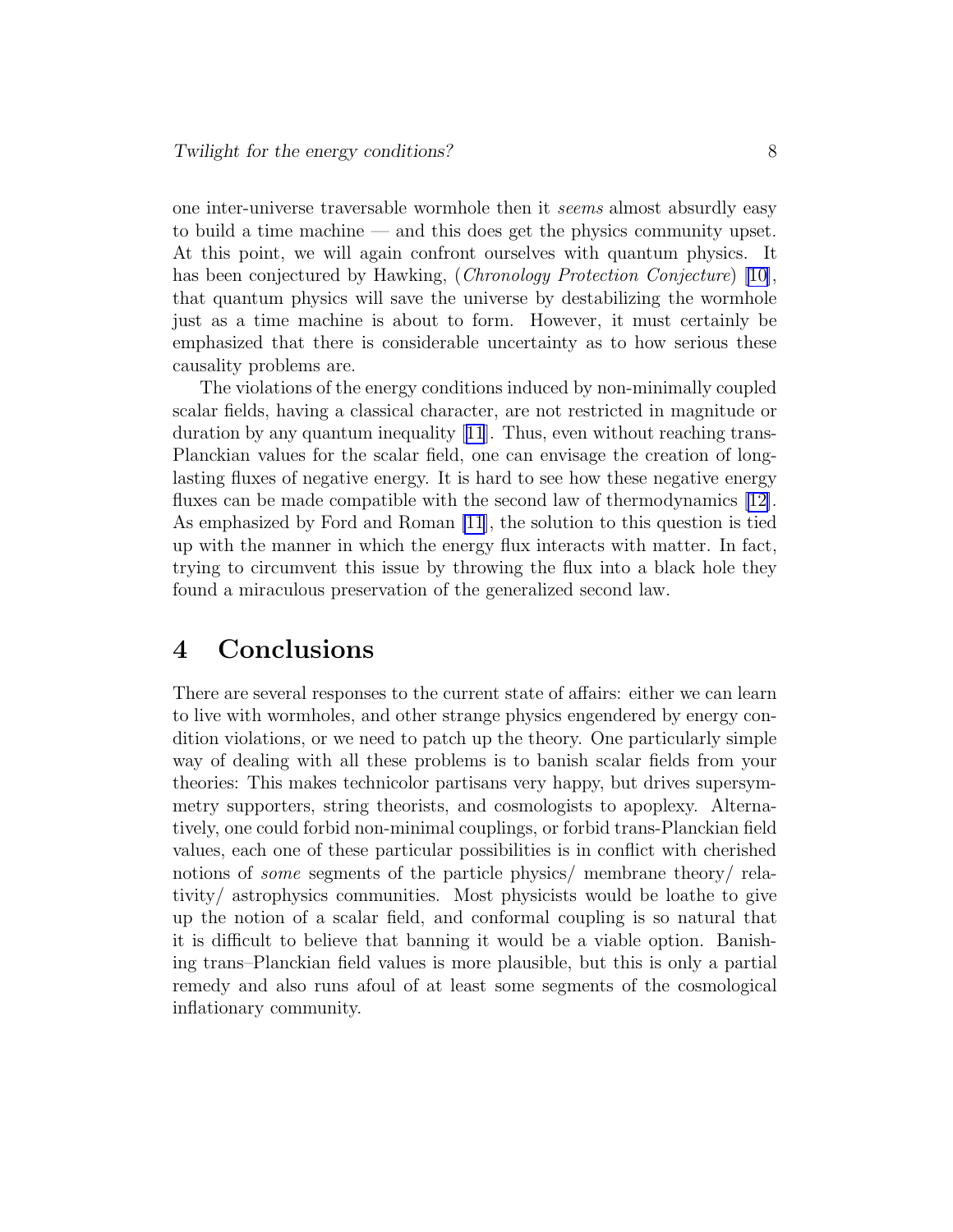one inter-universe traversable wormhole then it *seems* almost absurdly easy to build a time machine — and this does get the physics community upset. At this point, we will again confront ourselves with quantum physics. It has been conjectured by Hawking, (*Chronology Protection Conjecture*) [10], that quantum physics will save the universe by destabilizing the wormhole just as a time machine is about to form. However, it must certainly be emphasized that there is considerable uncertainty as to how serious these causality problems are.

The violations of the energy conditions induced by non-minimally coupled scalar fields, having a classical character, are not restricted in magnitude or duration by any quantum inequality [11]. Thus, even without reaching trans-Planckian values for the scalar field, one can envisage the creation of long-lasting fluxes of negative energy. It is hard to see how these negative energy fluxes can be made compatible with the second law of thermodynamics [12]. As emphasized by Ford and Roman [11], the solution to this question is tied up with the manner in which the energy flux interacts with matter. In fact, trying to circumvent this issue by throwing the flux into a black hole they found a miraculous preservation of the generalized second law.

# 4 Conclusions

There are several responses to the current state of affairs: either we can learn to live with wormholes, and other strange physics engendered by energy condition violations, or we need to patch up the theory. One particularly simple way of dealing with all these problems is to banish scalar fields from your theories: This makes technicolor partisans very happy, but drives supersymmetry supporters, string theorists, and cosmologists to apoplexy. Alternatively, one could forbid non-minimal couplings, or forbid trans-Planckian field values, each one of these particular possibilities is in conflict with cherished notions of *some* segments of the particle physics/ membrane theory/ relativity/ astrophysics communities. Most physicists would be loathe to give up the notion of a scalar field, and conformal coupling is so natural that it is difficult to believe that banning it would be a viable option. Banishing trans–Planckian field values is more plausible, but this is only a partial remedy and also runs afoul of at least some segments of the cosmological inflationary community.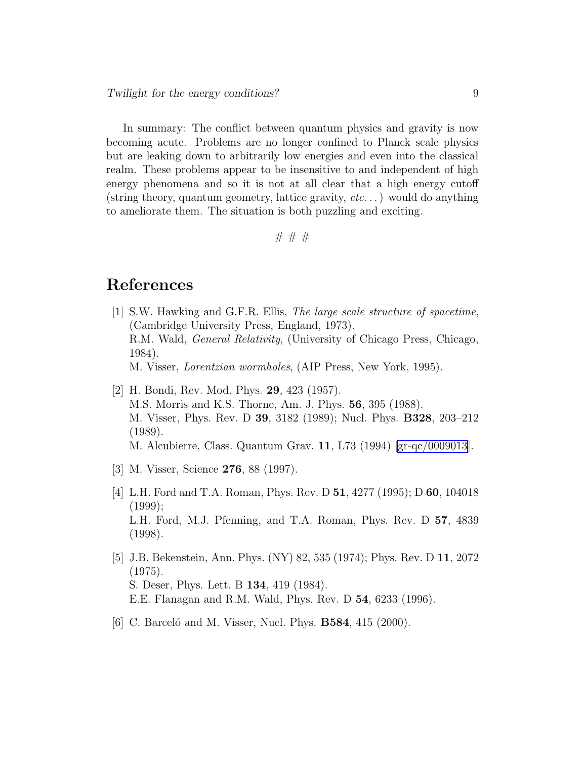In summary: The conflict between quantum physics and gravity is now becoming acute. Problems are no longer confined to Planck scale physics but are leaking down to arbitrarily low energies and even into the classical realm. These problems appear to be insensitive to and independent of high energy phenomena and so it is not at all clear that a high energy cutoff (string theory, quantum geometry, lattice gravity, *etc...*) would do anything to ameliorate them. The situation is both puzzling and exciting.

# # #

## References

[1] S.W. Hawking and G.F.R. Ellis, *The large scale structure of spacetime*, (Cambridge University Press, England, 1973).
R.M. Wald, *General Relativity*, (University of Chicago Press, Chicago, 1984).
M. Visser, *Lorentzian wormholes*, (AIP Press, New York, 1995).

[2] H. Bondi, Rev. Mod. Phys. **29**, 423 (1957).
M.S. Morris and K.S. Thorne, Am. J. Phys. **56**, 395 (1988).
M. Visser, Phys. Rev. D **39**, 3182 (1989); Nucl. Phys. **B328**, 203–212 (1989).
M. Alcubierre, Class. Quantum Grav. **11**, L73 (1994) [gr-qc/0009013].

[3] M. Visser, Science **276**, 88 (1997).

[4] L.H. Ford and T.A. Roman, Phys. Rev. D **51**, 4277 (1995); D **60**, 104018 (1999);
L.H. Ford, M.J. Pfenning, and T.A. Roman, Phys. Rev. D **57**, 4839 (1998).

[5] J.B. Bekenstein, Ann. Phys. (NY) 82, 535 (1974); Phys. Rev. D **11**, 2072 (1975).
S. Deser, Phys. Lett. B **134**, 419 (1984).
E.E. Flanagan and R.M. Wald, Phys. Rev. D **54**, 6233 (1996).

[6] C. Barceló and M. Visser, Nucl. Phys. **B584**, 415 (2000).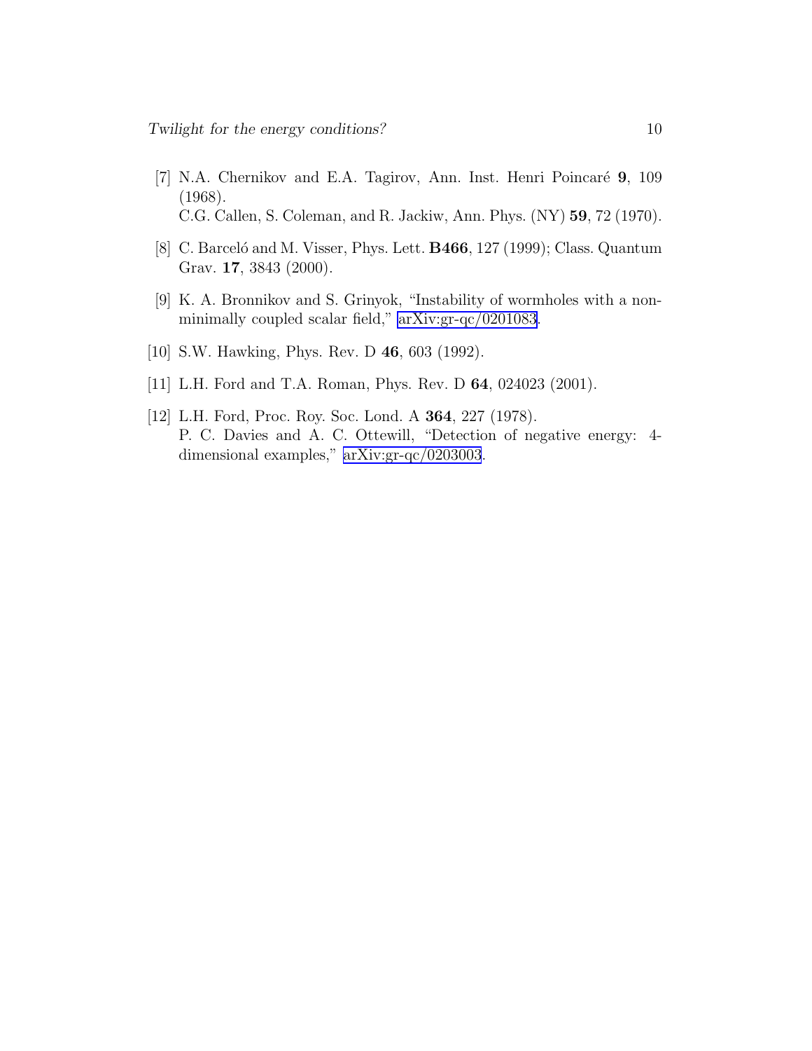[7] N.A. Chernikov and E.A. Tagirov, Ann. Inst. Henri Poincaré **9**, 109 (1968).
C.G. Callen, S. Coleman, and R. Jackiw, Ann. Phys. (NY) **59**, 72 (1970).

[8] C. Barceló and M. Visser, Phys. Lett. **B466**, 127 (1999); Class. Quantum Grav. **17**, 3843 (2000).

[9] K. A. Bronnikov and S. Grinyok, "Instability of wormholes with a non-minimally coupled scalar field," arXiv:gr-qc/0201083.

[10] S.W. Hawking, Phys. Rev. D **46**, 603 (1992).

[11] L.H. Ford and T.A. Roman, Phys. Rev. D **64**, 024023 (2001).

[12] L.H. Ford, Proc. Roy. Soc. Lond. A **364**, 227 (1978).
P. C. Davies and A. C. Ottewill, "Detection of negative energy: 4-dimensional examples," arXiv:gr-qc/0203003.